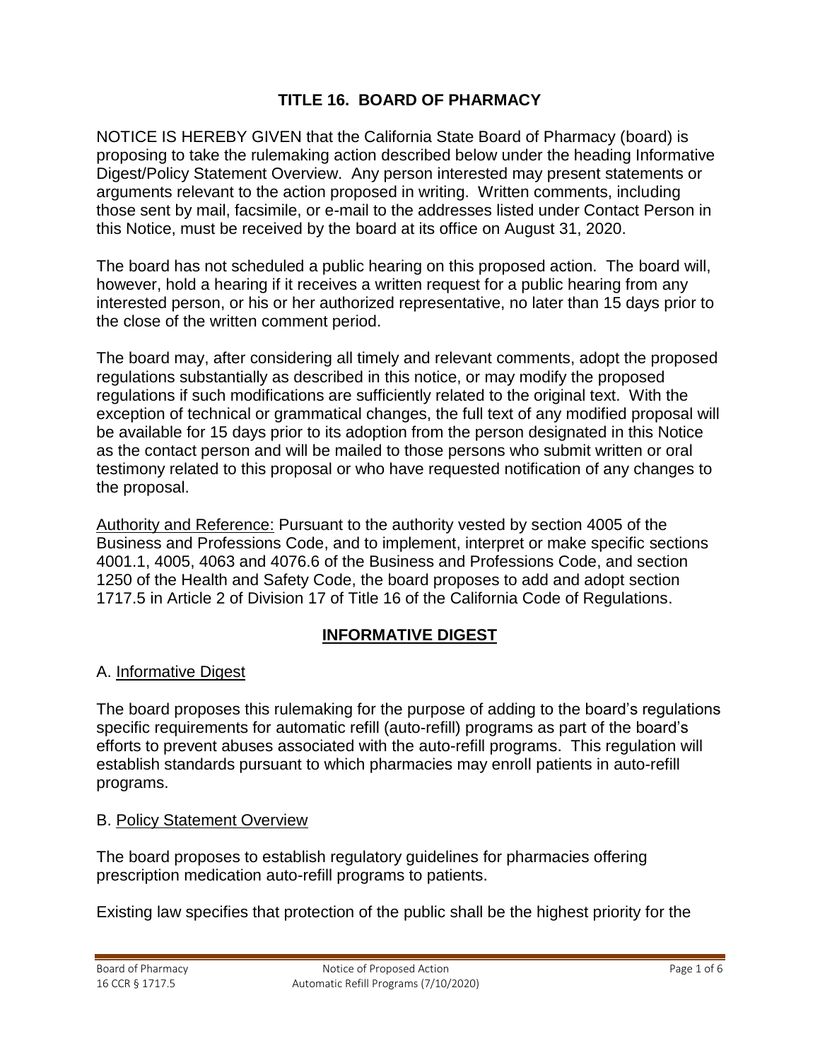# TITLE 16. BOARD OF PHARMACY

NOTICE IS HEREBY GIVEN that the California State Board of Pharmacy (board) is proposing to take the rulemaking action described below under the heading Informative Digest/Policy Statement Overview. Any person interested may present statements or arguments relevant to the action proposed in writing. Written comments, including those sent by mail, facsimile, or e-mail to the addresses listed under Contact Person in this Notice, must be received by the board at its office on August 31, 2020.

The board has not scheduled a public hearing on this proposed action. The board will, however, hold a hearing if it receives a written request for a public hearing from any interested person, or his or her authorized representative, no later than 15 days prior to the close of the written comment period.

The board may, after considering all timely and relevant comments, adopt the proposed regulations substantially as described in this notice, or may modify the proposed regulations if such modifications are sufficiently related to the original text. With the exception of technical or grammatical changes, the full text of any modified proposal will be available for 15 days prior to its adoption from the person designated in this Notice as the contact person and will be mailed to those persons who submit written or oral testimony related to this proposal or who have requested notification of any changes to the proposal.

Authority and Reference: Pursuant to the authority vested by section 4005 of the Business and Professions Code, and to implement, interpret or make specific sections 4001.1, 4005, 4063 and 4076.6 of the Business and Professions Code, and section 1250 of the Health and Safety Code, the board proposes to add and adopt section 1717.5 in Article 2 of Division 17 of Title 16 of the California Code of Regulations.

## INFORMATIVE DIGEST

### A. Informative Digest

The board proposes this rulemaking for the purpose of adding to the board's regulations specific requirements for automatic refill (auto-refill) programs as part of the board's efforts to prevent abuses associated with the auto-refill programs. This regulation will establish standards pursuant to which pharmacies may enroll patients in auto-refill programs.

### B. Policy Statement Overview

The board proposes to establish regulatory guidelines for pharmacies offering prescription medication auto-refill programs to patients.

Existing law specifies that protection of the public shall be the highest priority for the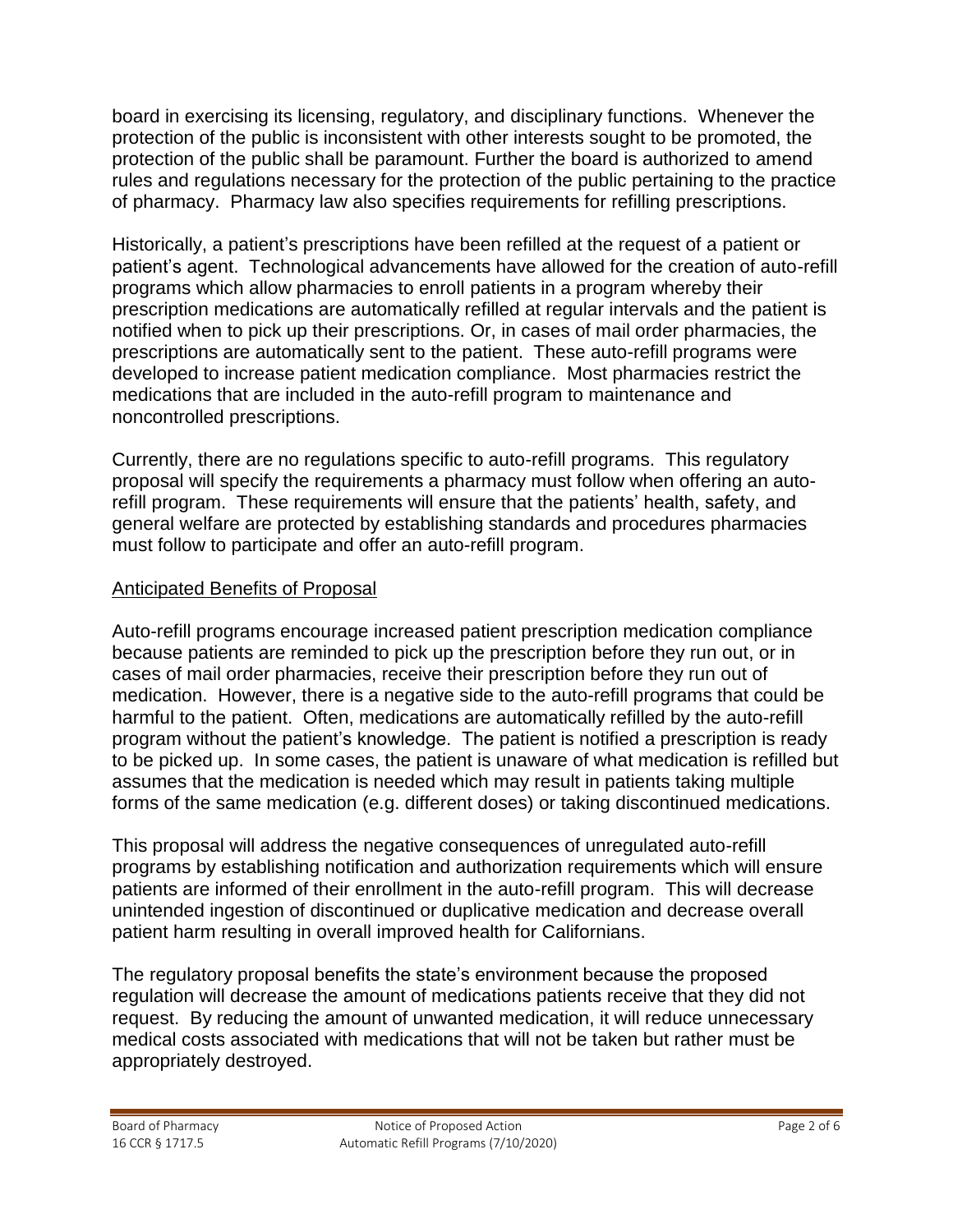board in exercising its licensing, regulatory, and disciplinary functions. Whenever the protection of the public is inconsistent with other interests sought to be promoted, the protection of the public shall be paramount. Further the board is authorized to amend rules and regulations necessary for the protection of the public pertaining to the practice of pharmacy. Pharmacy law also specifies requirements for refilling prescriptions.

Historically, a patient's prescriptions have been refilled at the request of a patient or patient's agent. Technological advancements have allowed for the creation of auto-refill programs which allow pharmacies to enroll patients in a program whereby their prescription medications are automatically refilled at regular intervals and the patient is notified when to pick up their prescriptions. Or, in cases of mail order pharmacies, the prescriptions are automatically sent to the patient. These auto-refill programs were developed to increase patient medication compliance. Most pharmacies restrict the medications that are included in the auto-refill program to maintenance and noncontrolled prescriptions.

Currently, there are no regulations specific to auto-refill programs. This regulatory proposal will specify the requirements a pharmacy must follow when offering an auto-refill program. These requirements will ensure that the patients' health, safety, and general welfare are protected by establishing standards and procedures pharmacies must follow to participate and offer an auto-refill program.

## Anticipated Benefits of Proposal

Auto-refill programs encourage increased patient prescription medication compliance because patients are reminded to pick up the prescription before they run out, or in cases of mail order pharmacies, receive their prescription before they run out of medication. However, there is a negative side to the auto-refill programs that could be harmful to the patient. Often, medications are automatically refilled by the auto-refill program without the patient's knowledge. The patient is notified a prescription is ready to be picked up. In some cases, the patient is unaware of what medication is refilled but assumes that the medication is needed which may result in patients taking multiple forms of the same medication (e.g. different doses) or taking discontinued medications.

This proposal will address the negative consequences of unregulated auto-refill programs by establishing notification and authorization requirements which will ensure patients are informed of their enrollment in the auto-refill program. This will decrease unintended ingestion of discontinued or duplicative medication and decrease overall patient harm resulting in overall improved health for Californians.

The regulatory proposal benefits the state's environment because the proposed regulation will decrease the amount of medications patients receive that they did not request. By reducing the amount of unwanted medication, it will reduce unnecessary medical costs associated with medications that will not be taken but rather must be appropriately destroyed.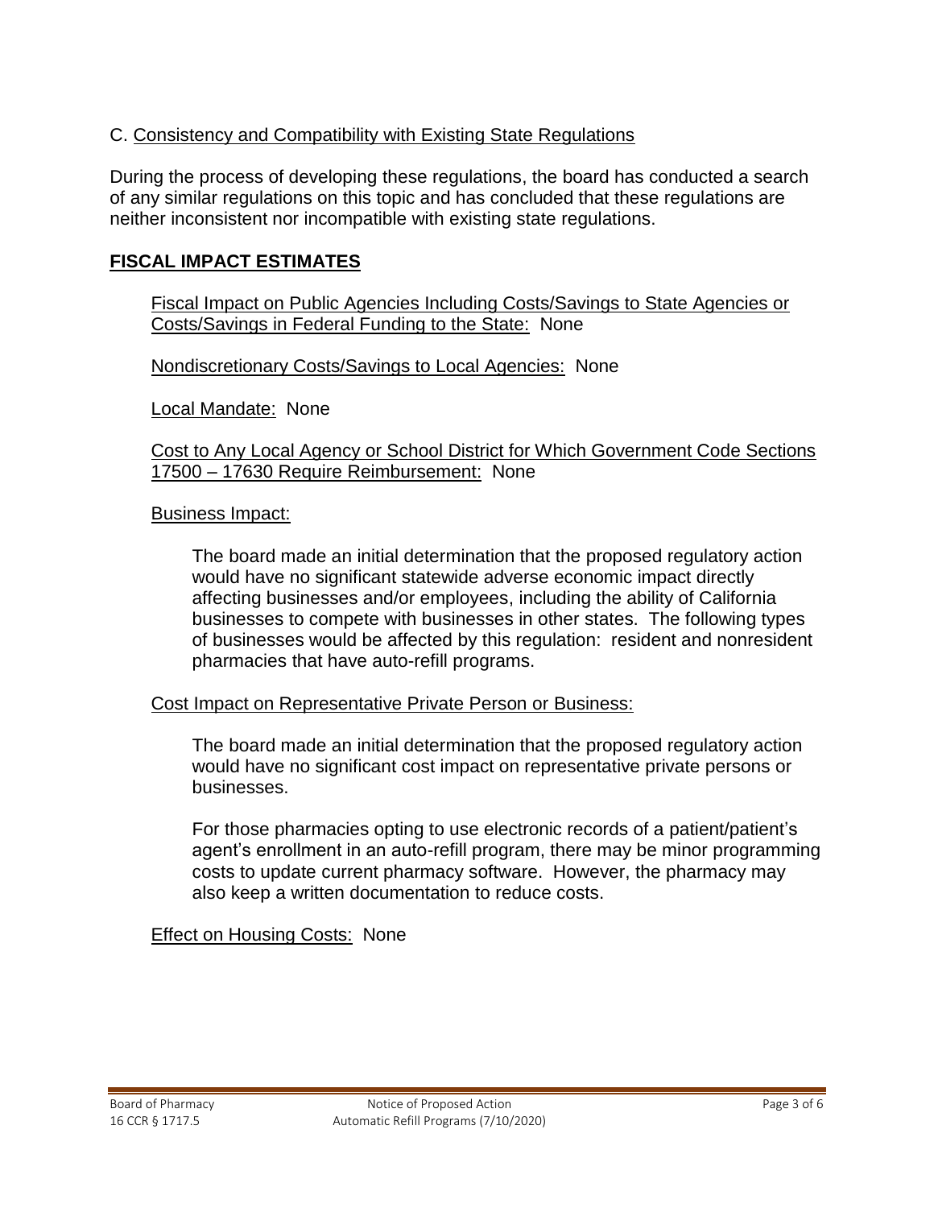C. Consistency and Compatibility with Existing State Regulations

During the process of developing these regulations, the board has conducted a search of any similar regulations on this topic and has concluded that these regulations are neither inconsistent nor incompatible with existing state regulations.

## FISCAL IMPACT ESTIMATES

Fiscal Impact on Public Agencies Including Costs/Savings to State Agencies or Costs/Savings in Federal Funding to the State: None

Nondiscretionary Costs/Savings to Local Agencies: None

Local Mandate: None

Cost to Any Local Agency or School District for Which Government Code Sections 17500 – 17630 Require Reimbursement: None

Business Impact:

The board made an initial determination that the proposed regulatory action would have no significant statewide adverse economic impact directly affecting businesses and/or employees, including the ability of California businesses to compete with businesses in other states. The following types of businesses would be affected by this regulation: resident and nonresident pharmacies that have auto-refill programs.

Cost Impact on Representative Private Person or Business:

The board made an initial determination that the proposed regulatory action would have no significant cost impact on representative private persons or businesses.

For those pharmacies opting to use electronic records of a patient/patient's agent's enrollment in an auto-refill program, there may be minor programming costs to update current pharmacy software. However, the pharmacy may also keep a written documentation to reduce costs.

Effect on Housing Costs: None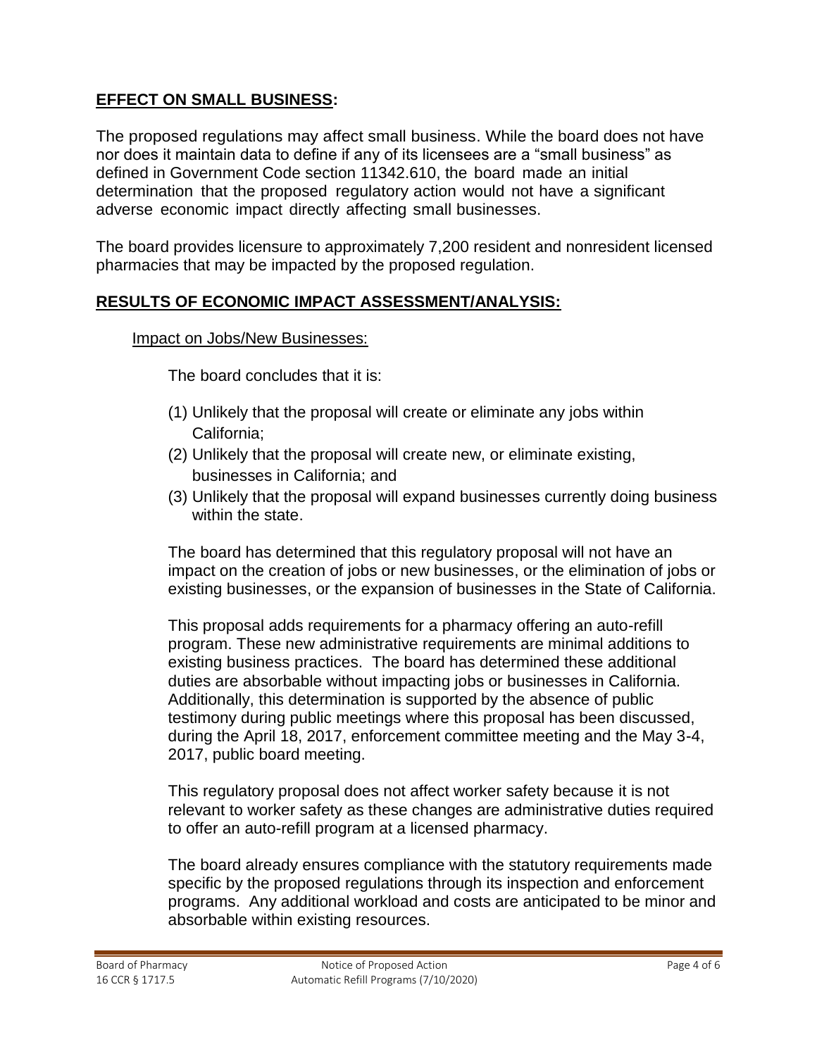## **EFFECT ON SMALL BUSINESS:**

The proposed regulations may affect small business. While the board does not have nor does it maintain data to define if any of its licensees are a "small business" as defined in Government Code section 11342.610, the board made an initial determination that the proposed regulatory action would not have a significant adverse economic impact directly affecting small businesses.

The board provides licensure to approximately 7,200 resident and nonresident licensed pharmacies that may be impacted by the proposed regulation.

## **RESULTS OF ECONOMIC IMPACT ASSESSMENT/ANALYSIS:**

### Impact on Jobs/New Businesses:

The board concludes that it is:

(1) Unlikely that the proposal will create or eliminate any jobs within California;
(2) Unlikely that the proposal will create new, or eliminate existing, businesses in California; and
(3) Unlikely that the proposal will expand businesses currently doing business within the state.

The board has determined that this regulatory proposal will not have an impact on the creation of jobs or new businesses, or the elimination of jobs or existing businesses, or the expansion of businesses in the State of California.

This proposal adds requirements for a pharmacy offering an auto-refill program. These new administrative requirements are minimal additions to existing business practices. The board has determined these additional duties are absorbable without impacting jobs or businesses in California. Additionally, this determination is supported by the absence of public testimony during public meetings where this proposal has been discussed, during the April 18, 2017, enforcement committee meeting and the May 3-4, 2017, public board meeting.

This regulatory proposal does not affect worker safety because it is not relevant to worker safety as these changes are administrative duties required to offer an auto-refill program at a licensed pharmacy.

The board already ensures compliance with the statutory requirements made specific by the proposed regulations through its inspection and enforcement programs. Any additional workload and costs are anticipated to be minor and absorbable within existing resources.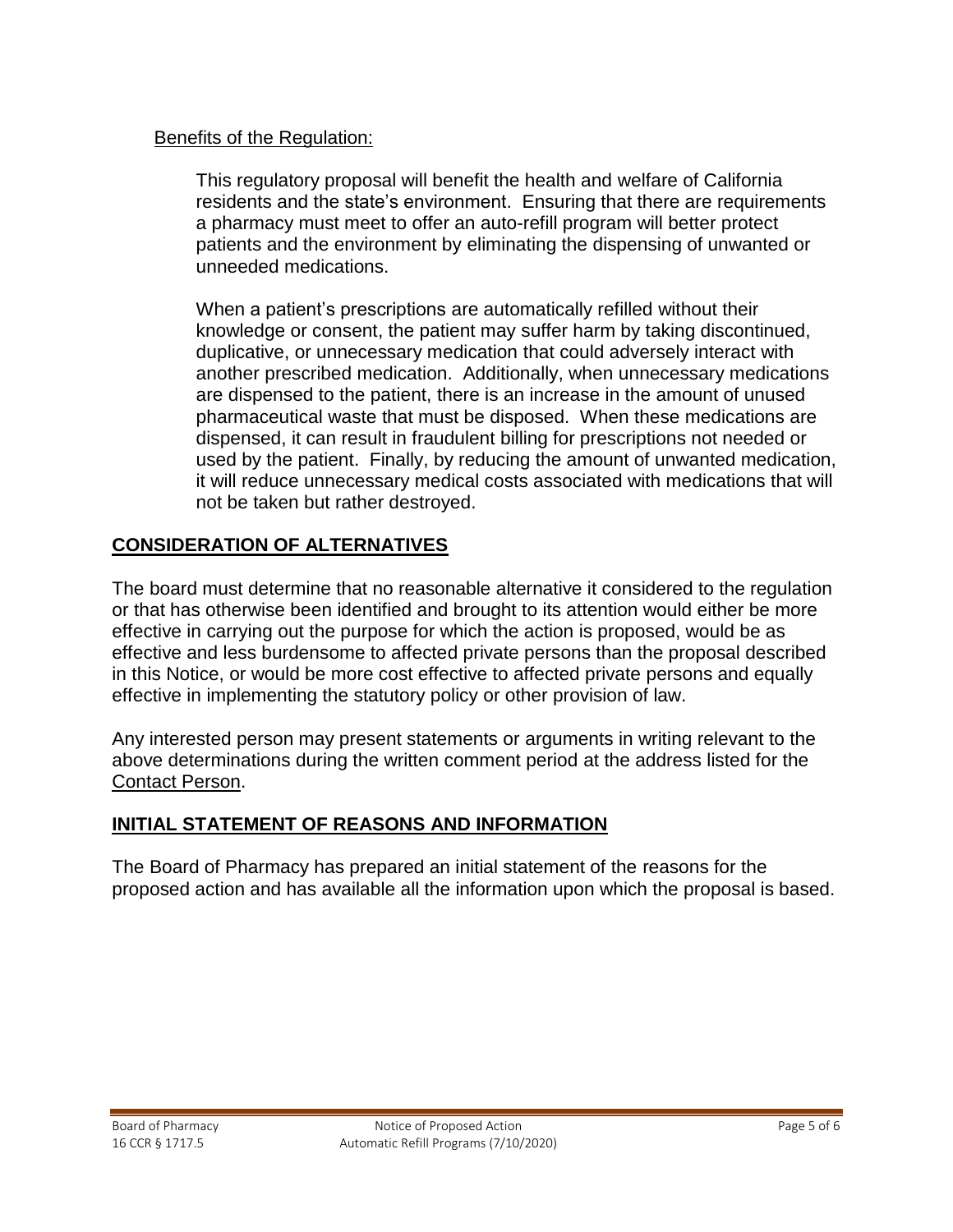Benefits of the Regulation:

This regulatory proposal will benefit the health and welfare of California residents and the state's environment. Ensuring that there are requirements a pharmacy must meet to offer an auto-refill program will better protect patients and the environment by eliminating the dispensing of unwanted or unneeded medications.

When a patient's prescriptions are automatically refilled without their knowledge or consent, the patient may suffer harm by taking discontinued, duplicative, or unnecessary medication that could adversely interact with another prescribed medication. Additionally, when unnecessary medications are dispensed to the patient, there is an increase in the amount of unused pharmaceutical waste that must be disposed. When these medications are dispensed, it can result in fraudulent billing for prescriptions not needed or used by the patient. Finally, by reducing the amount of unwanted medication, it will reduce unnecessary medical costs associated with medications that will not be taken but rather destroyed.

## CONSIDERATION OF ALTERNATIVES

The board must determine that no reasonable alternative it considered to the regulation or that has otherwise been identified and brought to its attention would either be more effective in carrying out the purpose for which the action is proposed, would be as effective and less burdensome to affected private persons than the proposal described in this Notice, or would be more cost effective to affected private persons and equally effective in implementing the statutory policy or other provision of law.

Any interested person may present statements or arguments in writing relevant to the above determinations during the written comment period at the address listed for the Contact Person.

## INITIAL STATEMENT OF REASONS AND INFORMATION

The Board of Pharmacy has prepared an initial statement of the reasons for the proposed action and has available all the information upon which the proposal is based.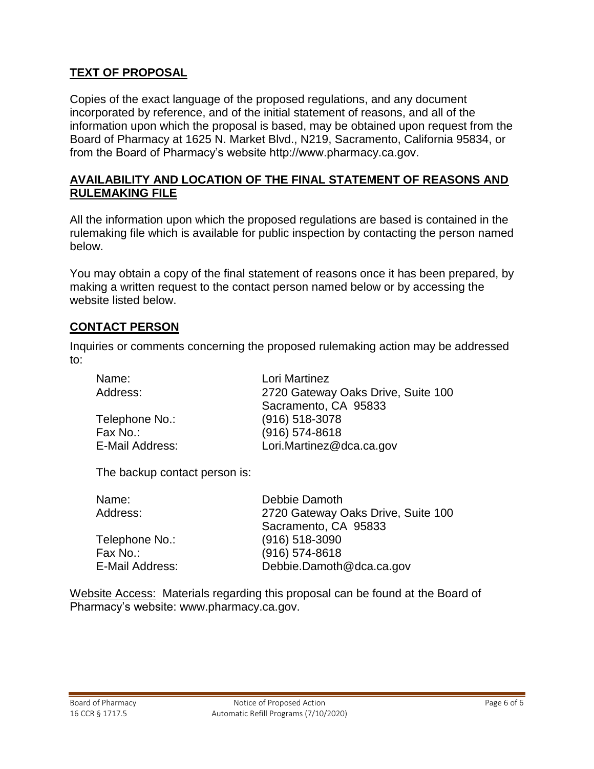## **TEXT OF PROPOSAL**

Copies of the exact language of the proposed regulations, and any document incorporated by reference, and of the initial statement of reasons, and all of the information upon which the proposal is based, may be obtained upon request from the Board of Pharmacy at 1625 N. Market Blvd., N219, Sacramento, California 95834, or from the Board of Pharmacy's website http://www.pharmacy.ca.gov.

## **AVAILABILITY AND LOCATION OF THE FINAL STATEMENT OF REASONS AND RULEMAKING FILE**

All the information upon which the proposed regulations are based is contained in the rulemaking file which is available for public inspection by contacting the person named below.

You may obtain a copy of the final statement of reasons once it has been prepared, by making a written request to the contact person named below or by accessing the website listed below.

## **CONTACT PERSON**

Inquiries or comments concerning the proposed rulemaking action may be addressed to:

| | |
|---|---|
| Name: | Lori Martinez |
| Address: | 2720 Gateway Oaks Drive, Suite 100<br>Sacramento, CA 95833 |
| Telephone No.: | (916) 518-3078 |
| Fax No.: | (916) 574-8618 |
| E-Mail Address: | Lori.Martinez@dca.ca.gov |

The backup contact person is:

| | |
|---|---|
| Name: | Debbie Damoth |
| Address: | 2720 Gateway Oaks Drive, Suite 100<br>Sacramento, CA 95833 |
| Telephone No.: | (916) 518-3090 |
| Fax No.: | (916) 574-8618 |
| E-Mail Address: | Debbie.Damoth@dca.ca.gov |

Website Access: Materials regarding this proposal can be found at the Board of Pharmacy's website: www.pharmacy.ca.gov.